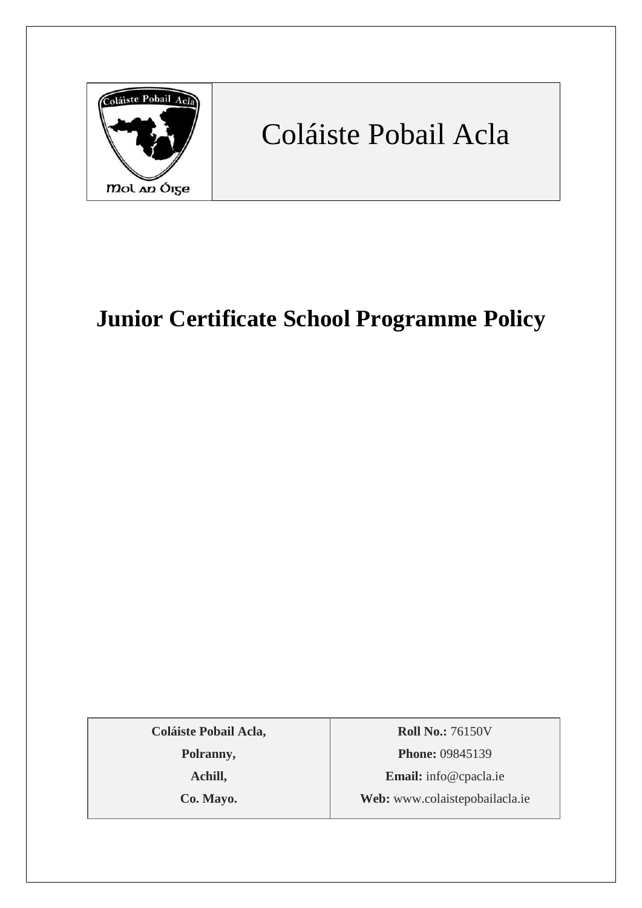Coláiste Pobail Acla

# Junior Certificate School Programme Policy

| **Coláiste Pobail Acla,** | **Roll No.:** 76150V |
|---|---|
| **Polranny,** | **Phone:** 09845139 |
| **Achill,** | **Email:** info@cpacla.ie |
| **Co. Mayo.** | **Web:** www.colaistepobailacla.ie |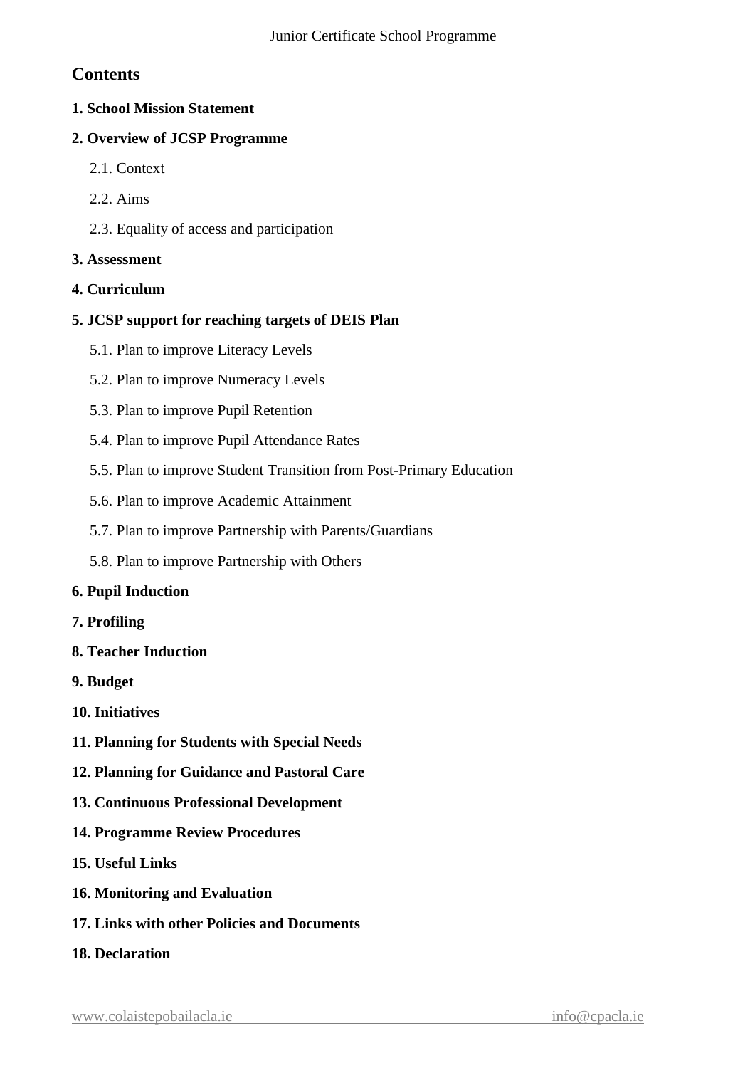## Contents

**1. School Mission Statement**

**2. Overview of JCSP Programme**

- 2.1. Context
- 2.2. Aims
- 2.3. Equality of access and participation

**3. Assessment**

**4. Curriculum**

**5. JCSP support for reaching targets of DEIS Plan**

- 5.1. Plan to improve Literacy Levels
- 5.2. Plan to improve Numeracy Levels
- 5.3. Plan to improve Pupil Retention
- 5.4. Plan to improve Pupil Attendance Rates
- 5.5. Plan to improve Student Transition from Post-Primary Education
- 5.6. Plan to improve Academic Attainment
- 5.7. Plan to improve Partnership with Parents/Guardians
- 5.8. Plan to improve Partnership with Others

**6. Pupil Induction**

**7. Profiling**

**8. Teacher Induction**

**9. Budget**

**10. Initiatives**

**11. Planning for Students with Special Needs**

**12. Planning for Guidance and Pastoral Care**

**13. Continuous Professional Development**

**14. Programme Review Procedures**

**15. Useful Links**

**16. Monitoring and Evaluation**

**17. Links with other Policies and Documents**

**18. Declaration**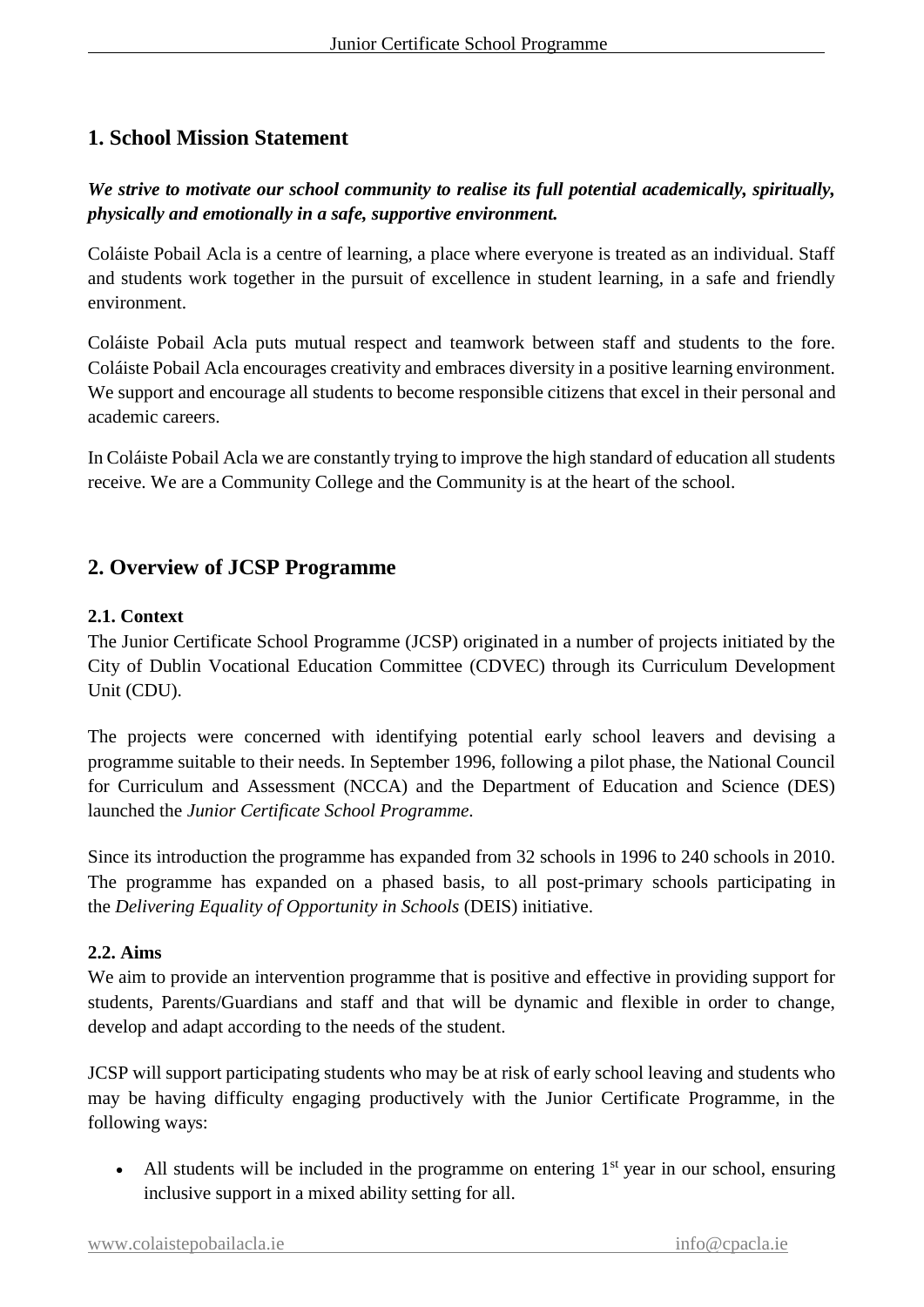## 1. School Mission Statement

***We strive to motivate our school community to realise its full potential academically, spiritually, physically and emotionally in a safe, supportive environment.***

Coláiste Pobail Acla is a centre of learning, a place where everyone is treated as an individual. Staff and students work together in the pursuit of excellence in student learning, in a safe and friendly environment.

Coláiste Pobail Acla puts mutual respect and teamwork between staff and students to the fore. Coláiste Pobail Acla encourages creativity and embraces diversity in a positive learning environment. We support and encourage all students to become responsible citizens that excel in their personal and academic careers.

In Coláiste Pobail Acla we are constantly trying to improve the high standard of education all students receive. We are a Community College and the Community is at the heart of the school.

## 2. Overview of JCSP Programme

### 2.1. Context

The Junior Certificate School Programme (JCSP) originated in a number of projects initiated by the City of Dublin Vocational Education Committee (CDVEC) through its Curriculum Development Unit (CDU).

The projects were concerned with identifying potential early school leavers and devising a programme suitable to their needs. In September 1996, following a pilot phase, the National Council for Curriculum and Assessment (NCCA) and the Department of Education and Science (DES) launched the *Junior Certificate School Programme*.

Since its introduction the programme has expanded from 32 schools in 1996 to 240 schools in 2010. The programme has expanded on a phased basis, to all post-primary schools participating in the *Delivering Equality of Opportunity in Schools* (DEIS) initiative.

### 2.2. Aims

We aim to provide an intervention programme that is positive and effective in providing support for students, Parents/Guardians and staff and that will be dynamic and flexible in order to change, develop and adapt according to the needs of the student.

JCSP will support participating students who may be at risk of early school leaving and students who may be having difficulty engaging productively with the Junior Certificate Programme, in the following ways:

- All students will be included in the programme on entering 1st year in our school, ensuring inclusive support in a mixed ability setting for all.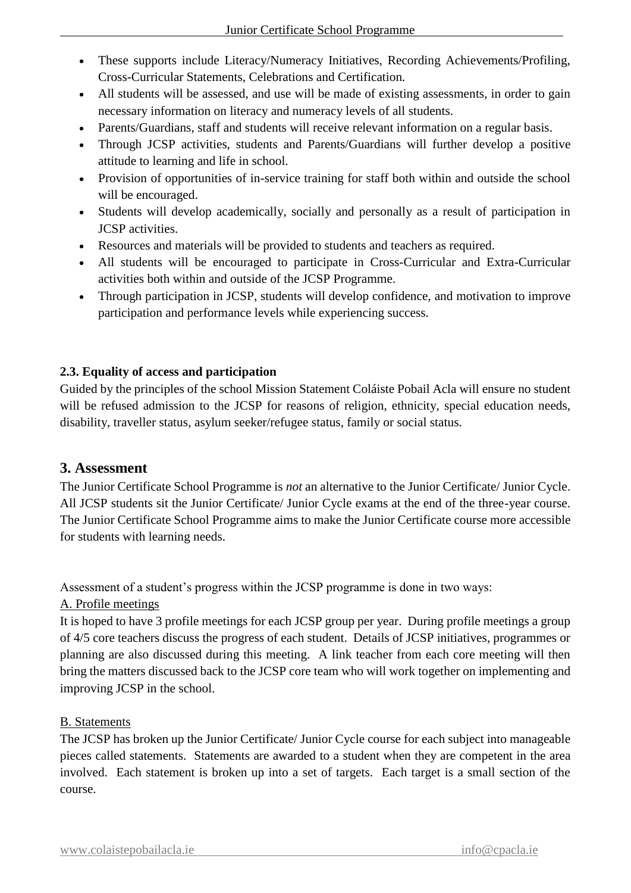- These supports include Literacy/Numeracy Initiatives, Recording Achievements/Profiling, Cross-Curricular Statements, Celebrations and Certification.
- All students will be assessed, and use will be made of existing assessments, in order to gain necessary information on literacy and numeracy levels of all students.
- Parents/Guardians, staff and students will receive relevant information on a regular basis.
- Through JCSP activities, students and Parents/Guardians will further develop a positive attitude to learning and life in school.
- Provision of opportunities of in-service training for staff both within and outside the school will be encouraged.
- Students will develop academically, socially and personally as a result of participation in JCSP activities.
- Resources and materials will be provided to students and teachers as required.
- All students will be encouraged to participate in Cross-Curricular and Extra-Curricular activities both within and outside of the JCSP Programme.
- Through participation in JCSP, students will develop confidence, and motivation to improve participation and performance levels while experiencing success.

**2.3. Equality of access and participation**

Guided by the principles of the school Mission Statement Coláiste Pobail Acla will ensure no student will be refused admission to the JCSP for reasons of religion, ethnicity, special education needs, disability, traveller status, asylum seeker/refugee status, family or social status.

## 3. Assessment

The Junior Certificate School Programme is *not* an alternative to the Junior Certificate/ Junior Cycle. All JCSP students sit the Junior Certificate/ Junior Cycle exams at the end of the three-year course. The Junior Certificate School Programme aims to make the Junior Certificate course more accessible for students with learning needs.

Assessment of a student's progress within the JCSP programme is done in two ways:

A. Profile meetings

It is hoped to have 3 profile meetings for each JCSP group per year. During profile meetings a group of 4/5 core teachers discuss the progress of each student. Details of JCSP initiatives, programmes or planning are also discussed during this meeting. A link teacher from each core meeting will then bring the matters discussed back to the JCSP core team who will work together on implementing and improving JCSP in the school.

B. Statements

The JCSP has broken up the Junior Certificate/ Junior Cycle course for each subject into manageable pieces called statements. Statements are awarded to a student when they are competent in the area involved. Each statement is broken up into a set of targets. Each target is a small section of the course.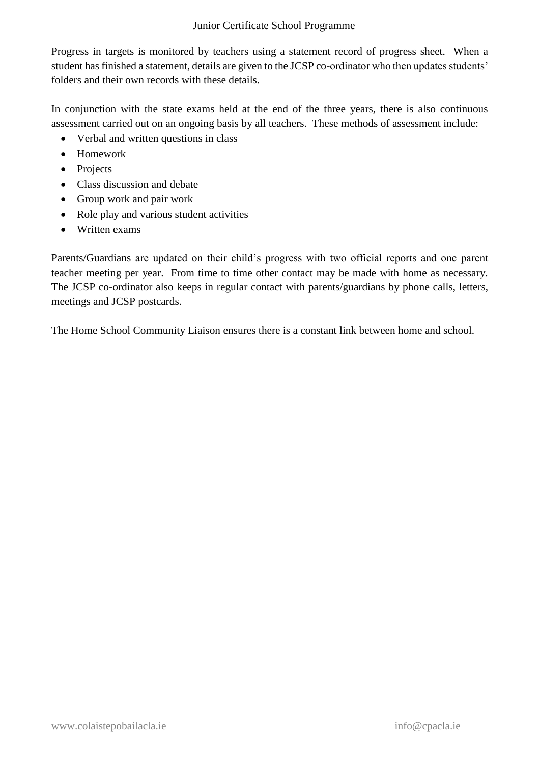Progress in targets is monitored by teachers using a statement record of progress sheet. When a student has finished a statement, details are given to the JCSP co-ordinator who then updates students' folders and their own records with these details.

In conjunction with the state exams held at the end of the three years, there is also continuous assessment carried out on an ongoing basis by all teachers. These methods of assessment include:

- Verbal and written questions in class
- Homework
- Projects
- Class discussion and debate
- Group work and pair work
- Role play and various student activities
- Written exams

Parents/Guardians are updated on their child's progress with two official reports and one parent teacher meeting per year. From time to time other contact may be made with home as necessary. The JCSP co-ordinator also keeps in regular contact with parents/guardians by phone calls, letters, meetings and JCSP postcards.

The Home School Community Liaison ensures there is a constant link between home and school.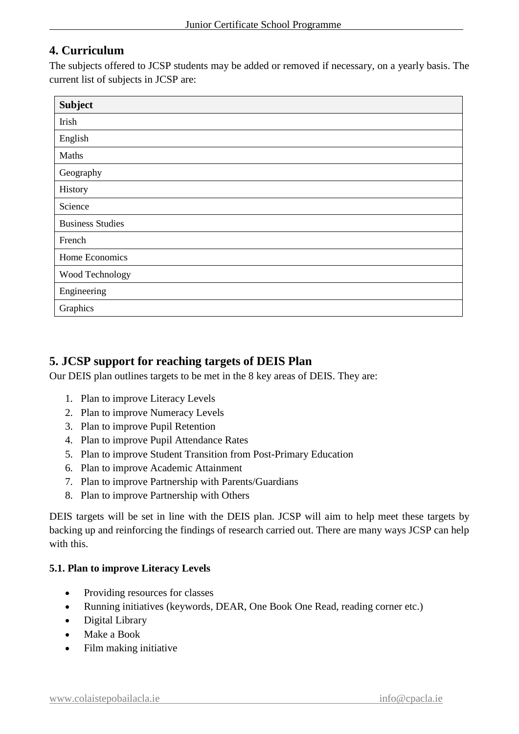## 4. Curriculum

The subjects offered to JCSP students may be added or removed if necessary, on a yearly basis. The current list of subjects in JCSP are:

| Subject |
|---|
| Irish |
| English |
| Maths |
| Geography |
| History |
| Science |
| Business Studies |
| French |
| Home Economics |
| Wood Technology |
| Engineering |
| Graphics |

## 5. JCSP support for reaching targets of DEIS Plan

Our DEIS plan outlines targets to be met in the 8 key areas of DEIS. They are:

1. Plan to improve Literacy Levels
2. Plan to improve Numeracy Levels
3. Plan to improve Pupil Retention
4. Plan to improve Pupil Attendance Rates
5. Plan to improve Student Transition from Post-Primary Education
6. Plan to improve Academic Attainment
7. Plan to improve Partnership with Parents/Guardians
8. Plan to improve Partnership with Others

DEIS targets will be set in line with the DEIS plan. JCSP will aim to help meet these targets by backing up and reinforcing the findings of research carried out. There are many ways JCSP can help with this.

### 5.1. Plan to improve Literacy Levels

- Providing resources for classes
- Running initiatives (keywords, DEAR, One Book One Read, reading corner etc.)
- Digital Library
- Make a Book
- Film making initiative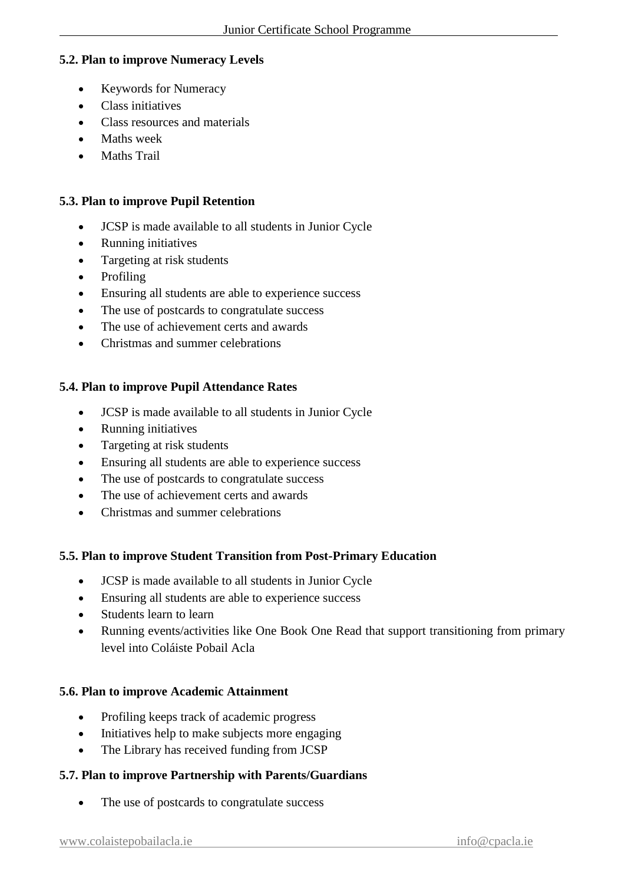### 5.2. Plan to improve Numeracy Levels

- Keywords for Numeracy
- Class initiatives
- Class resources and materials
- Maths week
- Maths Trail

### 5.3. Plan to improve Pupil Retention

- JCSP is made available to all students in Junior Cycle
- Running initiatives
- Targeting at risk students
- Profiling
- Ensuring all students are able to experience success
- The use of postcards to congratulate success
- The use of achievement certs and awards
- Christmas and summer celebrations

### 5.4. Plan to improve Pupil Attendance Rates

- JCSP is made available to all students in Junior Cycle
- Running initiatives
- Targeting at risk students
- Ensuring all students are able to experience success
- The use of postcards to congratulate success
- The use of achievement certs and awards
- Christmas and summer celebrations

### 5.5. Plan to improve Student Transition from Post-Primary Education

- JCSP is made available to all students in Junior Cycle
- Ensuring all students are able to experience success
- Students learn to learn
- Running events/activities like One Book One Read that support transitioning from primary level into Coláiste Pobail Acla

### 5.6. Plan to improve Academic Attainment

- Profiling keeps track of academic progress
- Initiatives help to make subjects more engaging
- The Library has received funding from JCSP

### 5.7. Plan to improve Partnership with Parents/Guardians

- The use of postcards to congratulate success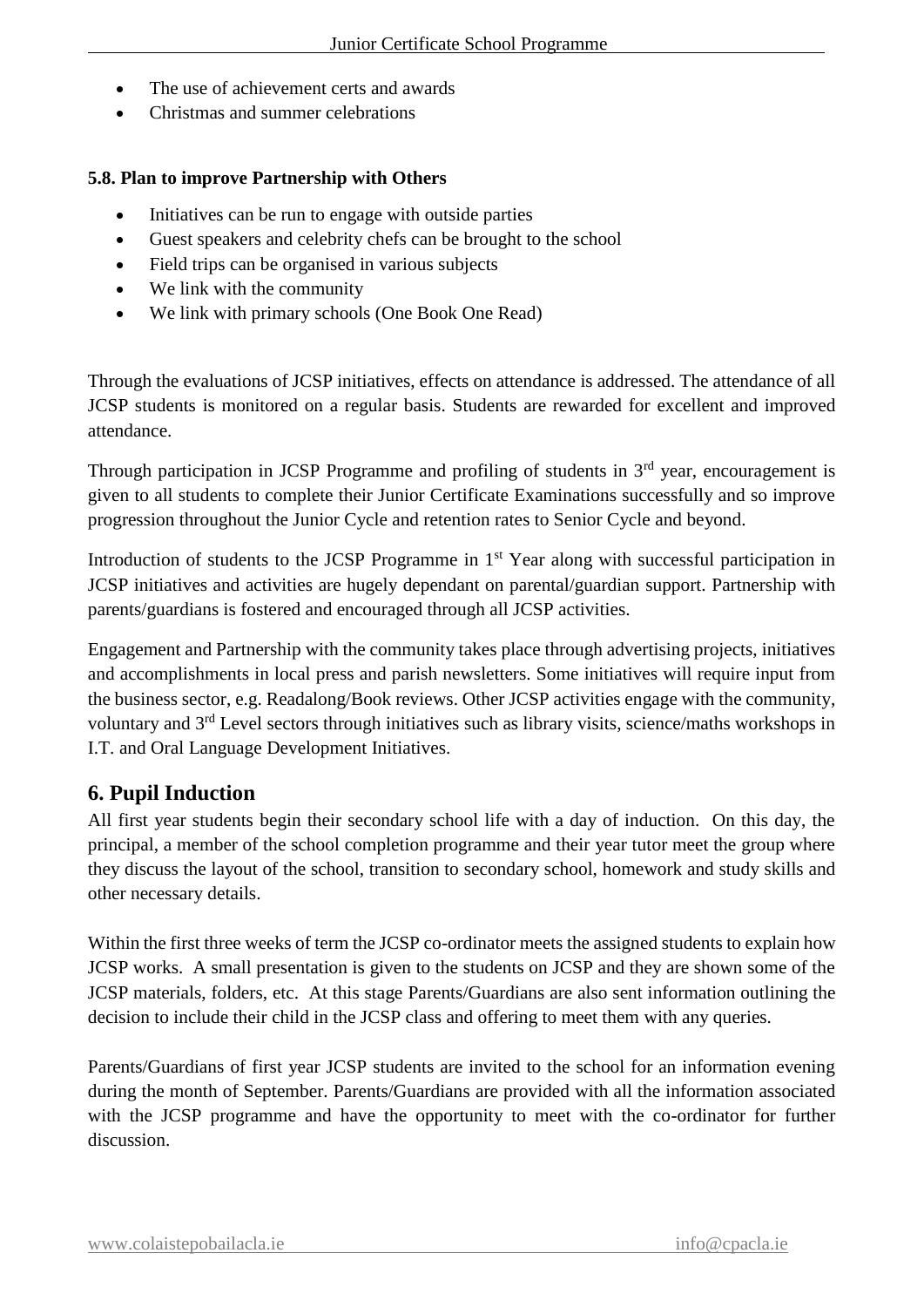- The use of achievement certs and awards
- Christmas and summer celebrations

**5.8. Plan to improve Partnership with Others**

- Initiatives can be run to engage with outside parties
- Guest speakers and celebrity chefs can be brought to the school
- Field trips can be organised in various subjects
- We link with the community
- We link with primary schools (One Book One Read)

Through the evaluations of JCSP initiatives, effects on attendance is addressed. The attendance of all JCSP students is monitored on a regular basis. Students are rewarded for excellent and improved attendance.

Through participation in JCSP Programme and profiling of students in 3rd year, encouragement is given to all students to complete their Junior Certificate Examinations successfully and so improve progression throughout the Junior Cycle and retention rates to Senior Cycle and beyond.

Introduction of students to the JCSP Programme in 1st Year along with successful participation in JCSP initiatives and activities are hugely dependant on parental/guardian support. Partnership with parents/guardians is fostered and encouraged through all JCSP activities.

Engagement and Partnership with the community takes place through advertising projects, initiatives and accomplishments in local press and parish newsletters. Some initiatives will require input from the business sector, e.g. Readalong/Book reviews. Other JCSP activities engage with the community, voluntary and 3rd Level sectors through initiatives such as library visits, science/maths workshops in I.T. and Oral Language Development Initiatives.

## 6. Pupil Induction

All first year students begin their secondary school life with a day of induction. On this day, the principal, a member of the school completion programme and their year tutor meet the group where they discuss the layout of the school, transition to secondary school, homework and study skills and other necessary details.

Within the first three weeks of term the JCSP co-ordinator meets the assigned students to explain how JCSP works. A small presentation is given to the students on JCSP and they are shown some of the JCSP materials, folders, etc. At this stage Parents/Guardians are also sent information outlining the decision to include their child in the JCSP class and offering to meet them with any queries.

Parents/Guardians of first year JCSP students are invited to the school for an information evening during the month of September. Parents/Guardians are provided with all the information associated with the JCSP programme and have the opportunity to meet with the co-ordinator for further discussion.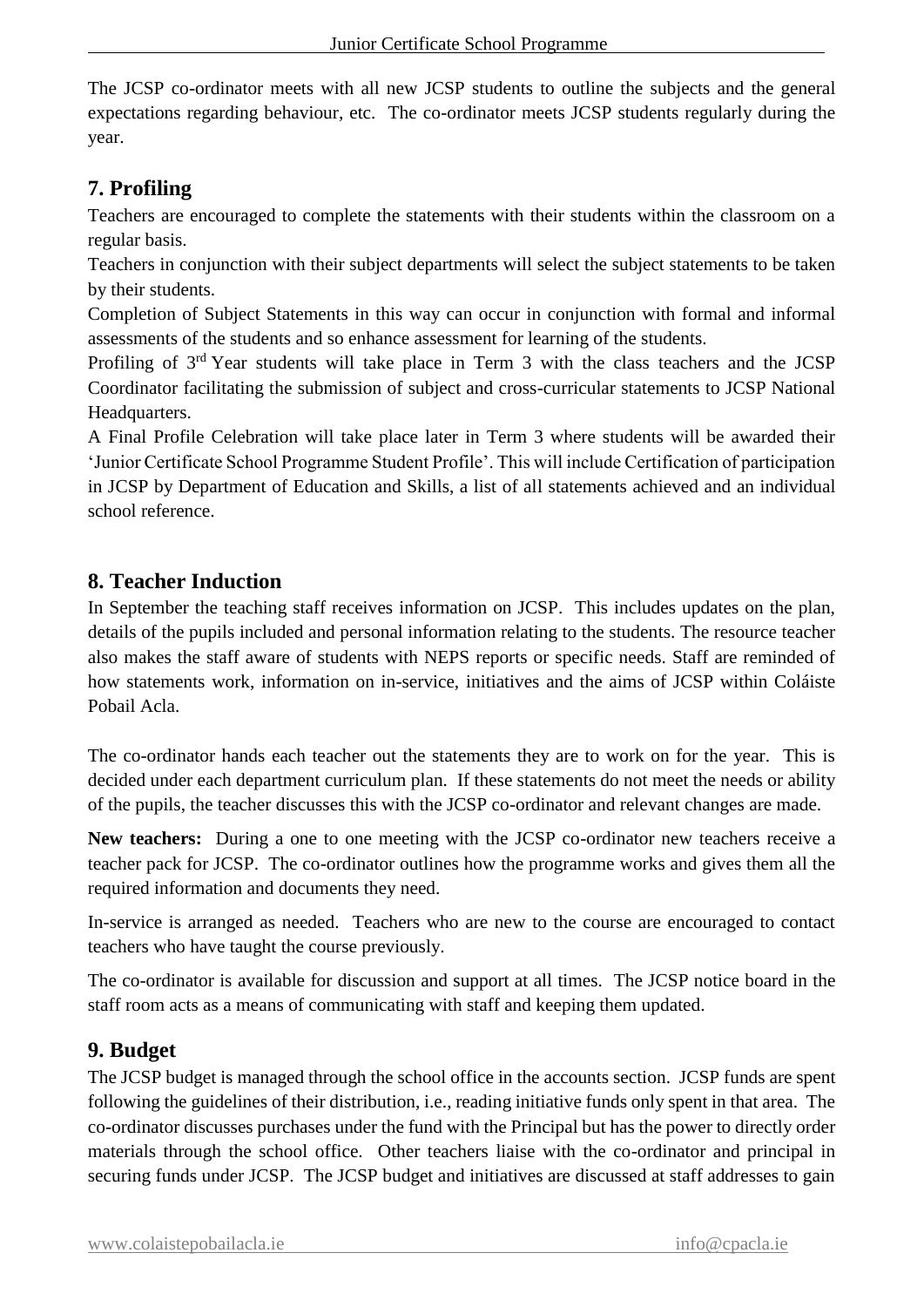The JCSP co-ordinator meets with all new JCSP students to outline the subjects and the general expectations regarding behaviour, etc. The co-ordinator meets JCSP students regularly during the year.

## 7. Profiling

Teachers are encouraged to complete the statements with their students within the classroom on a regular basis.

Teachers in conjunction with their subject departments will select the subject statements to be taken by their students.

Completion of Subject Statements in this way can occur in conjunction with formal and informal assessments of the students and so enhance assessment for learning of the students.

Profiling of 3rd Year students will take place in Term 3 with the class teachers and the JCSP Coordinator facilitating the submission of subject and cross-curricular statements to JCSP National Headquarters.

A Final Profile Celebration will take place later in Term 3 where students will be awarded their 'Junior Certificate School Programme Student Profile'. This will include Certification of participation in JCSP by Department of Education and Skills, a list of all statements achieved and an individual school reference.

## 8. Teacher Induction

In September the teaching staff receives information on JCSP. This includes updates on the plan, details of the pupils included and personal information relating to the students. The resource teacher also makes the staff aware of students with NEPS reports or specific needs. Staff are reminded of how statements work, information on in-service, initiatives and the aims of JCSP within Coláiste Pobail Acla.

The co-ordinator hands each teacher out the statements they are to work on for the year. This is decided under each department curriculum plan. If these statements do not meet the needs or ability of the pupils, the teacher discusses this with the JCSP co-ordinator and relevant changes are made.

**New teachers:** During a one to one meeting with the JCSP co-ordinator new teachers receive a teacher pack for JCSP. The co-ordinator outlines how the programme works and gives them all the required information and documents they need.

In-service is arranged as needed. Teachers who are new to the course are encouraged to contact teachers who have taught the course previously.

The co-ordinator is available for discussion and support at all times. The JCSP notice board in the staff room acts as a means of communicating with staff and keeping them updated.

## 9. Budget

The JCSP budget is managed through the school office in the accounts section. JCSP funds are spent following the guidelines of their distribution, i.e., reading initiative funds only spent in that area. The co-ordinator discusses purchases under the fund with the Principal but has the power to directly order materials through the school office. Other teachers liaise with the co-ordinator and principal in securing funds under JCSP. The JCSP budget and initiatives are discussed at staff addresses to gain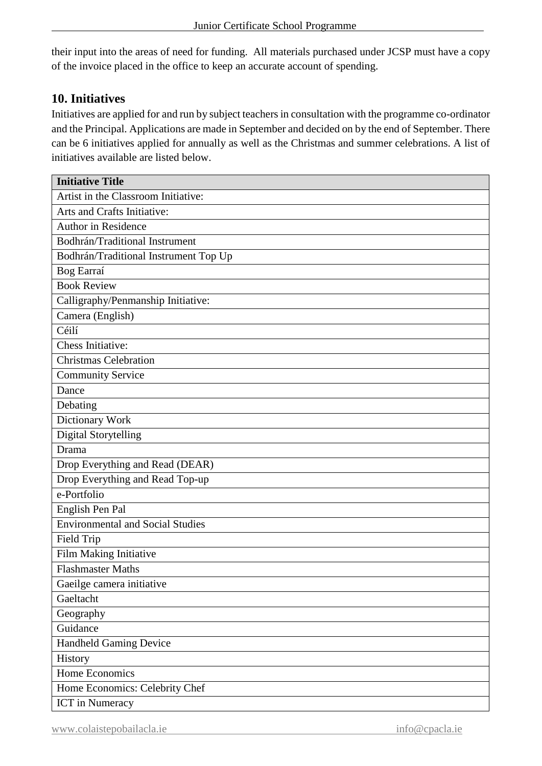their input into the areas of need for funding. All materials purchased under JCSP must have a copy of the invoice placed in the office to keep an accurate account of spending.

## 10. Initiatives

Initiatives are applied for and run by subject teachers in consultation with the programme co-ordinator and the Principal. Applications are made in September and decided on by the end of September. There can be 6 initiatives applied for annually as well as the Christmas and summer celebrations. A list of initiatives available are listed below.

| Initiative Title |
| --- |
| Artist in the Classroom Initiative: |
| Arts and Crafts Initiative: |
| Author in Residence |
| Bodhrán/Traditional Instrument |
| Bodhrán/Traditional Instrument Top Up |
| Bog Earraí |
| Book Review |
| Calligraphy/Penmanship Initiative: |
| Camera (English) |
| Céilí |
| Chess Initiative: |
| Christmas Celebration |
| Community Service |
| Dance |
| Debating |
| Dictionary Work |
| Digital Storytelling |
| Drama |
| Drop Everything and Read (DEAR) |
| Drop Everything and Read Top-up |
| e-Portfolio |
| English Pen Pal |
| Environmental and Social Studies |
| Field Trip |
| Film Making Initiative |
| Flashmaster Maths |
| Gaeilge camera initiative |
| Gaeltacht |
| Geography |
| Guidance |
| Handheld Gaming Device |
| History |
| Home Economics |
| Home Economics: Celebrity Chef |
| ICT in Numeracy |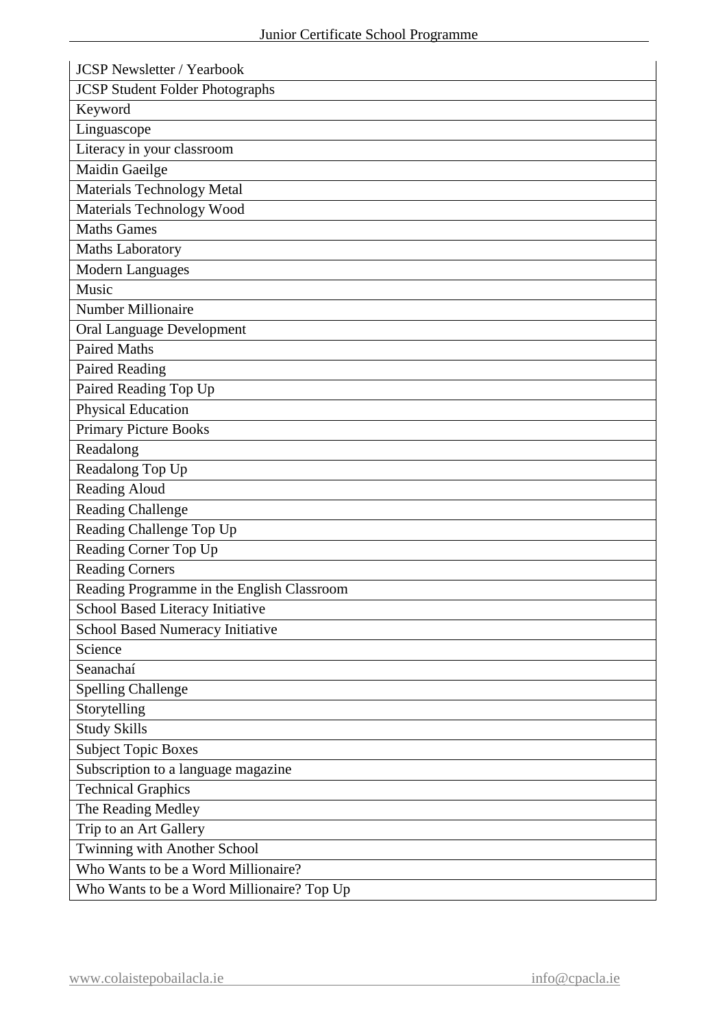| JCSP Newsletter / Yearbook |
|---|
| JCSP Student Folder Photographs |
| Keyword |
| Linguascope |
| Literacy in your classroom |
| Maidin Gaeilge |
| Materials Technology Metal |
| Materials Technology Wood |
| Maths Games |
| Maths Laboratory |
| Modern Languages |
| Music |
| Number Millionaire |
| Oral Language Development |
| Paired Maths |
| Paired Reading |
| Paired Reading Top Up |
| Physical Education |
| Primary Picture Books |
| Readalong |
| Readalong Top Up |
| Reading Aloud |
| Reading Challenge |
| Reading Challenge Top Up |
| Reading Corner Top Up |
| Reading Corners |
| Reading Programme in the English Classroom |
| School Based Literacy Initiative |
| School Based Numeracy Initiative |
| Science |
| Seanachaí |
| Spelling Challenge |
| Storytelling |
| Study Skills |
| Subject Topic Boxes |
| Subscription to a language magazine |
| Technical Graphics |
| The Reading Medley |
| Trip to an Art Gallery |
| Twinning with Another School |
| Who Wants to be a Word Millionaire? |
| Who Wants to be a Word Millionaire? Top Up |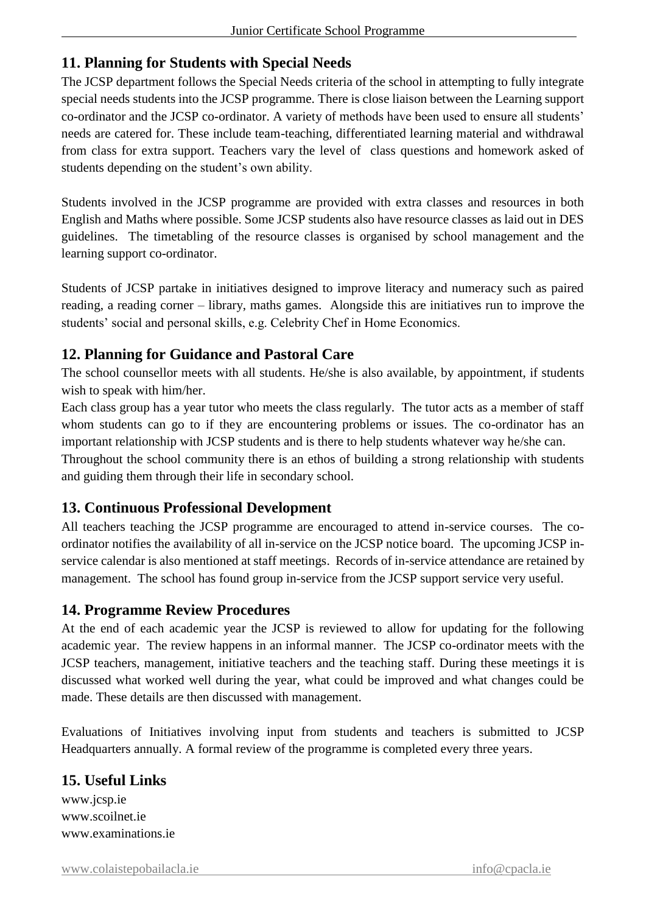## 11. Planning for Students with Special Needs

The JCSP department follows the Special Needs criteria of the school in attempting to fully integrate special needs students into the JCSP programme. There is close liaison between the Learning support co-ordinator and the JCSP co-ordinator. A variety of methods have been used to ensure all students' needs are catered for. These include team-teaching, differentiated learning material and withdrawal from class for extra support. Teachers vary the level of class questions and homework asked of students depending on the student's own ability.

Students involved in the JCSP programme are provided with extra classes and resources in both English and Maths where possible. Some JCSP students also have resource classes as laid out in DES guidelines. The timetabling of the resource classes is organised by school management and the learning support co-ordinator.

Students of JCSP partake in initiatives designed to improve literacy and numeracy such as paired reading, a reading corner – library, maths games. Alongside this are initiatives run to improve the students' social and personal skills, e.g. Celebrity Chef in Home Economics.

## 12. Planning for Guidance and Pastoral Care

The school counsellor meets with all students. He/she is also available, by appointment, if students wish to speak with him/her.

Each class group has a year tutor who meets the class regularly. The tutor acts as a member of staff whom students can go to if they are encountering problems or issues. The co-ordinator has an important relationship with JCSP students and is there to help students whatever way he/she can.

Throughout the school community there is an ethos of building a strong relationship with students and guiding them through their life in secondary school.

## 13. Continuous Professional Development

All teachers teaching the JCSP programme are encouraged to attend in-service courses. The co-ordinator notifies the availability of all in-service on the JCSP notice board. The upcoming JCSP in-service calendar is also mentioned at staff meetings. Records of in-service attendance are retained by management. The school has found group in-service from the JCSP support service very useful.

## 14. Programme Review Procedures

At the end of each academic year the JCSP is reviewed to allow for updating for the following academic year. The review happens in an informal manner. The JCSP co-ordinator meets with the JCSP teachers, management, initiative teachers and the teaching staff. During these meetings it is discussed what worked well during the year, what could be improved and what changes could be made. These details are then discussed with management.

Evaluations of Initiatives involving input from students and teachers is submitted to JCSP Headquarters annually. A formal review of the programme is completed every three years.

## 15. Useful Links

www.jcsp.ie
www.scoilnet.ie
www.examinations.ie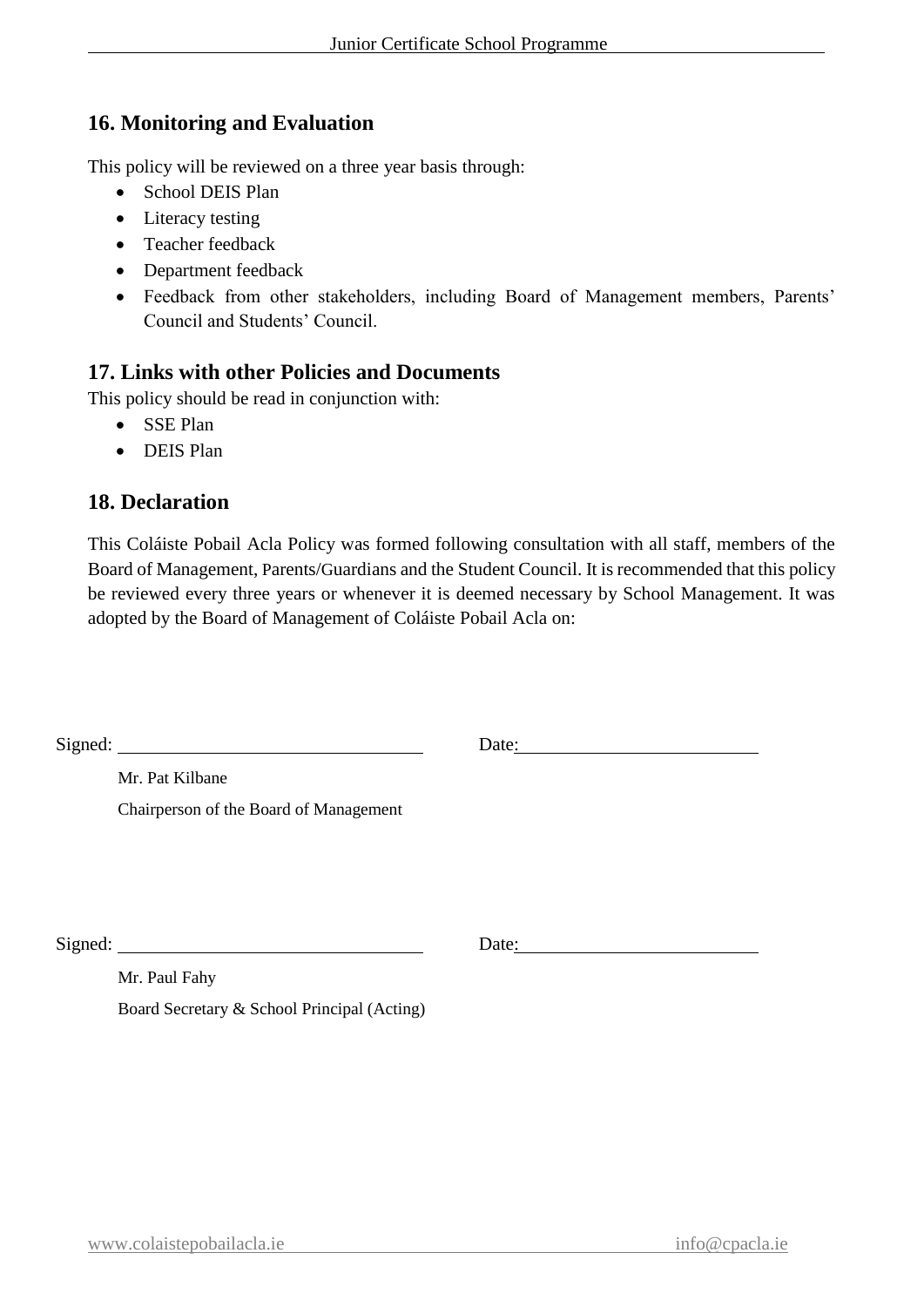## 16. Monitoring and Evaluation

This policy will be reviewed on a three year basis through:

- School DEIS Plan
- Literacy testing
- Teacher feedback
- Department feedback
- Feedback from other stakeholders, including Board of Management members, Parents' Council and Students' Council.

## 17. Links with other Policies and Documents

This policy should be read in conjunction with:

- SSE Plan
- DEIS Plan

## 18. Declaration

This Coláiste Pobail Acla Policy was formed following consultation with all staff, members of the Board of Management, Parents/Guardians and the Student Council. It is recommended that this policy be reviewed every three years or whenever it is deemed necessary by School Management. It was adopted by the Board of Management of Coláiste Pobail Acla on:

Signed: ________________________________ Date: __________________________

Mr. Pat Kilbane

Chairperson of the Board of Management

Signed: ________________________________ Date: __________________________

Mr. Paul Fahy

Board Secretary & School Principal (Acting)